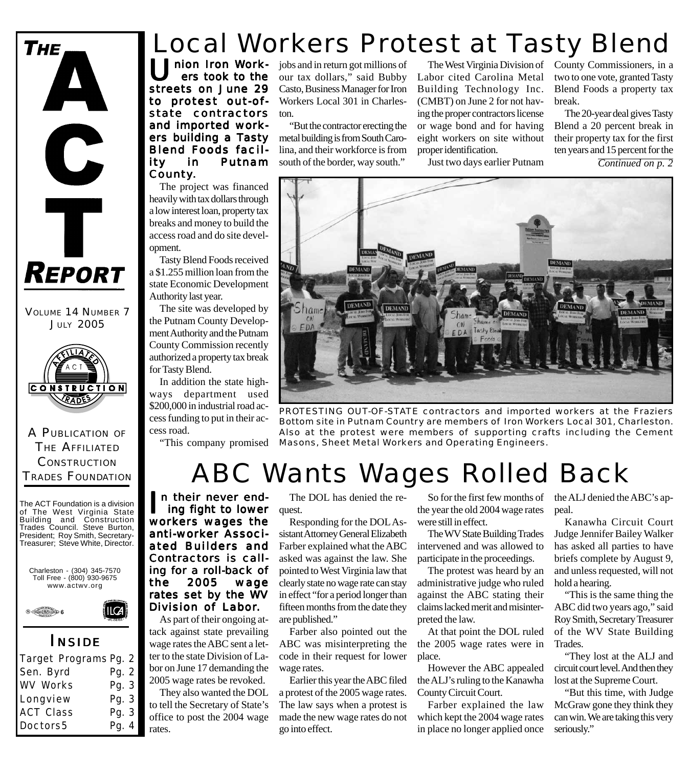# THE ACT REPORT

VOLUME 14 NUMBER 7
JULY 2005

A PUBLICATION OF THE AFFILIATED CONSTRUCTION TRADES FOUNDATION

The ACT Foundation is a division of The West Virginia State Building and Construction Trades Council. Steve Burton, President; Roy Smith, Secretary-Treasurer; Steve White, Director.

Charleston - (304) 345-7570
Toll Free - (800) 930-9675
www.actwv.org

## INSIDE

| | |
|---|---|
| Target Programs | Pg. 2 |
| Sen. Byrd | Pg. 2 |
| WV Works | Pg. 3 |
| Longview | Pg. 3 |
| ACT Class | Pg. 3 |
| Doctors5 | Pg. 4 |

# Local Workers Protest at Tasty Blend

**Union Iron Workers took to the streets on June 29 to protest out-of-state contractors and imported workers building a Tasty Blend Foods facility in Putnam County.**

The project was financed heavily with tax dollars through a low interest loan, property tax breaks and money to build the access road and do site development.

Tasty Blend Foods received a $1.255 million loan from the state Economic Development Authority last year.

The site was developed by the Putnam County Development Authority and the Putnam County Commission recently authorized a property tax break for Tasty Blend.

In addition the state highways department used $200,000 in industrial road access funding to put in their access road.

"This company promised jobs and in return got millions of our tax dollars," said Bubby Casto, Business Manager for Iron Workers Local 301 in Charleston.

"But the contractor erecting the metal building is from South Carolina, and their workforce is from south of the border, way south."

The West Virginia Division of Labor cited Carolina Metal Building Technology Inc. (CMBT) on June 2 for not having the proper contractors license or wage bond and for having eight workers on site without proper identification.

Just two days earlier Putnam County Commissioners, in a two to one vote, granted Tasty Blend Foods a property tax break.

The 20-year deal gives Tasty Blend a 20 percent break in their property tax for the first ten years and 15 percent for the

*Continued on p. 2*

PROTESTING OUT-OF-STATE contractors and imported workers at the Fraziers Bottom site in Putnam Country are members of Iron Workers Local 301, Charleston. Also at the protest were members of supporting crafts including the Cement Masons, Sheet Metal Workers and Operating Engineers.

# ABC Wants Wages Rolled Back

**In their never ending fight to lower workers wages the anti-worker Associated Builders and Contractors is calling for a roll-back of the 2005 wage rates set by the WV Division of Labor.**

As part of their ongoing attack against state prevailing wage rates the ABC sent a letter to the state Division of Labor on June 17 demanding the 2005 wage rates be revoked.

They also wanted the DOL to tell the Secretary of State's office to post the 2004 wage rates.

The DOL has denied the request.

Responding for the DOL Assistant Attorney General Elizabeth Farber explained what the ABC asked was against the law. She pointed to West Virginia law that clearly state no wage rate can stay in effect "for a period longer than fifteen months from the date they are published."

Farber also pointed out the ABC was misinterpreting the code in their request for lower wage rates.

Earlier this year the ABC filed a protest of the 2005 wage rates. The law says when a protest is made the new wage rates do not go into effect.

So for the first few months of the year the old 2004 wage rates were still in effect.

The WV State Building Trades intervened and was allowed to participate in the proceedings.

The protest was heard by an administrative judge who ruled against the ABC stating their claims lacked merit and misinterpreted the law.

At that point the DOL ruled the 2005 wage rates were in place.

However the ABC appealed the ALJ's ruling to the Kanawha County Circuit Court.

Farber explained the law which kept the 2004 wage rates in place no longer applied once the ALJ denied the ABC's appeal.

Kanawha Circuit Court Judge Jennifer Bailey Walker has asked all parties to have briefs complete by August 9, and unless requested, will not hold a hearing.

"This is the same thing the ABC did two years ago," said Roy Smith, Secretary Treasurer of the WV State Building Trades.

"They lost at the ALJ and circuit court level. And then they lost at the Supreme Court.

"But this time, with Judge McGraw gone they think they can win. We are taking this very seriously."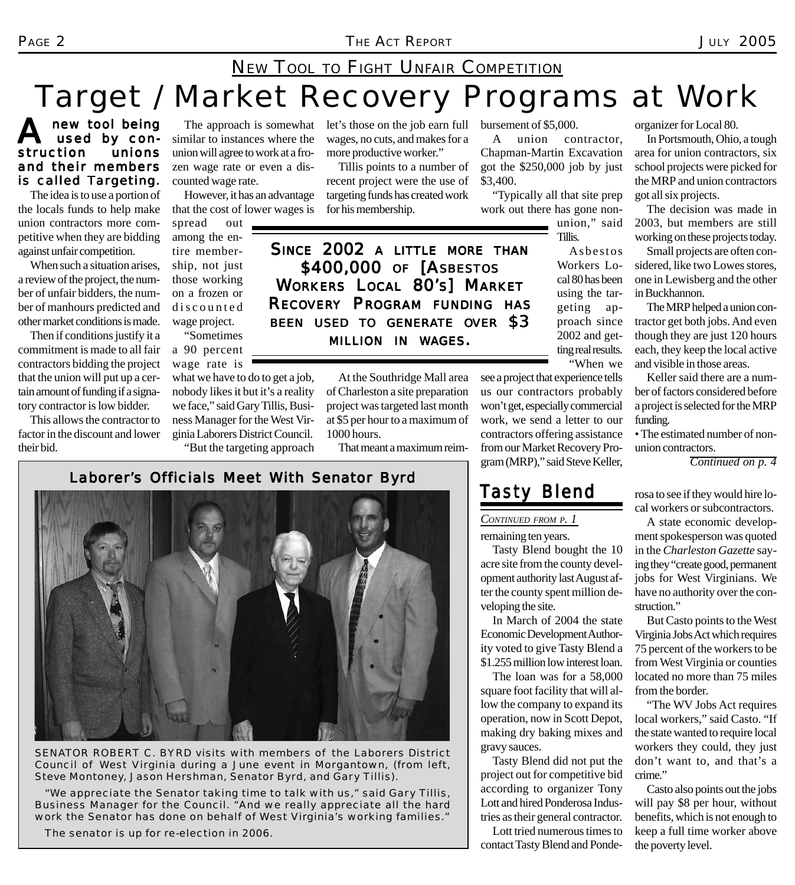## NEW TOOL TO FIGHT UNFAIR COMPETITION

# Target / Market Recovery Programs at Work

**A new tool being used by construction unions and their members is called Targeting.**

The idea is to use a portion of the locals funds to help make union contractors more competitive when they are bidding against unfair competition.

When such a situation arises, a review of the project, the number of unfair bidders, the number of manhours predicted and other market conditions is made.

Then if conditions justify it a commitment is made to all fair contractors bidding the project that the union will put up a certain amount of funding if a signatory contractor is low bidder.

This allows the contractor to factor in the discount and lower their bid.

The approach is somewhat similar to instances where the union will agree to work at a frozen wage rate or even a discounted wage rate.

However, it has an advantage that the cost of lower wages is spread out among the entire membership, not just those working on a frozen or discounted wage project.

"Sometimes a 90 percent wage rate is what we have to do to get a job, nobody likes it but it's a reality we face," said Gary Tillis, Business Manager for the West Virginia Laborers District Council.

"But the targeting approach let's those on the job earn full wages, no cuts, and makes for a more productive worker."

Tillis points to a number of recent project were the use of targeting funds has created work for his membership.

> **SINCE 2002 A LITTLE MORE THAN $400,000 OF [ASBESTOS WORKERS LOCAL 80'S] MARKET RECOVERY PROGRAM FUNDING HAS BEEN USED TO GENERATE OVER $3 MILLION IN WAGES.**

At the Southridge Mall area of Charleston a site preparation project was targeted last month at $5 per hour to a maximum of 1000 hours.

That meant a maximum reimbursement of $5,000.

A union contractor, Chapman-Martin Excavation got the $250,000 job by just $3,400.

"Typically all that site prep work out there has gone non-union," said Tillis.

Asbestos Workers Local 80 has been using the targeting approach since 2002 and getting real results.

"When we see a project that experience tells us our contractors probably won't get, especially commercial work, we send a letter to our contractors offering assistance from our Market Recovery Program (MRP)," said Steve Keller, organizer for Local 80.

In Portsmouth, Ohio, a tough area for union contractors, six school projects were picked for the MRP and union contractors got all six projects.

The decision was made in 2003, but members are still working on these projects today.

Small projects are often considered, like two Lowes stores, one in Lewisberg and the other in Buckhannon.

The MRP helped a union contractor get both jobs. And even though they are just 120 hours each, they keep the local active and visible in those areas.

Keller said there are a number of factors considered before a project is selected for the MRP funding.

- The estimated number of nonunion contractors.

*Continued on p. 4*

## Laborer's Officials Meet With Senator Byrd

SENATOR ROBERT C. BYRD visits with members of the Laborers District Council of West Virginia during a June event in Morgantown, (from left, Steve Montoney, Jason Hershman, Senator Byrd, and Gary Tillis).

"We appreciate the Senator taking time to talk with us," said Gary Tillis, Business Manager for the Council. "And we really appreciate all the hard work the Senator has done on behalf of West Virginia's working families."

The senator is up for re-election in 2006.

## Tasty Blend

*CONTINUED FROM P. 1*

remaining ten years.

Tasty Blend bought the 10 acre site from the county development authority last August after the county spent million developing the site.

In March of 2004 the state Economic Development Authority voted to give Tasty Blend a $1.255 million low interest loan.

The loan was for a 58,000 square foot facility that will allow the company to expand its operation, now in Scott Depot, making dry baking mixes and gravy sauces.

Tasty Blend did not put the project out for competitive bid according to organizer Tony Lott and hired Ponderosa Industries as their general contractor.

Lott tried numerous times to contact Tasty Blend and Ponderosa to see if they would hire local workers or subcontractors.

A state economic development spokesperson was quoted in the *Charleston Gazette* saying they "create good, permanent jobs for West Virginians. We have no authority over the construction."

But Casto points to the West Virginia Jobs Act which requires 75 percent of the workers to be from West Virginia or counties located no more than 75 miles from the border.

"The WV Jobs Act requires local workers," said Casto. "If the state wanted to require local workers they could, they just don't want to, and that's a crime."

Casto also points out the jobs will pay $8 per hour, without benefits, which is not enough to keep a full time worker above the poverty level.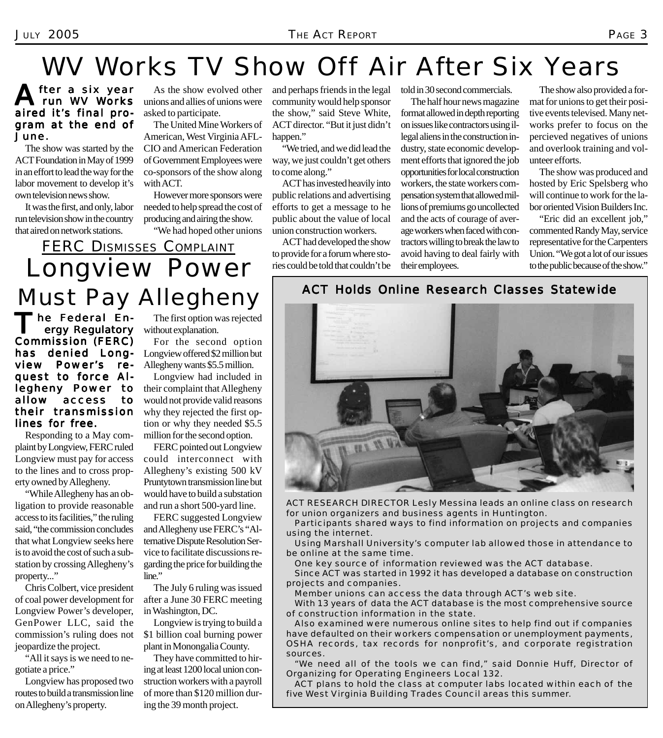# WV Works TV Show Off Air After Six Years

**After a six year run WV Works aired it's final program at the end of June.**

The show was started by the ACT Foundation in May of 1999 in an effort to lead the way for the labor movement to develop it's own television news show.

It was the first, and only, labor run television show in the country that aired on network stations.

As the show evolved other unions and allies of unions were asked to participate.

The United Mine Workers of American, West Virginia AFL-CIO and American Federation of Government Employees were co-sponsors of the show along with ACT.

However more sponsors were needed to help spread the cost of producing and airing the show.

"We had hoped other unions and perhaps friends in the legal community would help sponsor the show," said Steve White, ACT director. "But it just didn't happen."

"We tried, and we did lead the way, we just couldn't get others to come along."

ACT has invested heavily into public relations and advertising efforts to get a message to he public about the value of local union construction workers.

ACT had developed the show to provide for a forum where stories could be told that couldn't be told in 30 second commercials.

The half hour news magazine format allowed in depth reporting on issues like contractors using illegal aliens in the construction industry, state economic development efforts that ignored the job opportunities for local construction workers, the state workers compensation system that allowed millions of premiums go uncollected and the acts of courage of average workers when faced with contractors willing to break the law to avoid having to deal fairly with their employees.

The show also provided a format for unions to get their positive events televised. Many networks prefer to focus on the percieved negatives of unions and overlook training and volunteer efforts.

The show was produced and hosted by Eric Spelsberg who will continue to work for the labor oriented Vision Builders Inc.

"Eric did an excellent job," commented Randy May, service representative for the Carpenters Union. "We got a lot of our issues to the public because of the show."

## FERC Dismisses Complaint

# Longview Power Must Pay Allegheny

**The Federal Energy Regulatory Commission (FERC) has denied Longview Power's request to force Allegheny Power to allow access to their transmission lines for free.**

Responding to a May complaint by Longview, FERC ruled Longview must pay for access to the lines and to cross property owned by Allegheny.

"While Allegheny has an obligation to provide reasonable access to its facilities," the ruling said, "the commission concludes that what Longview seeks here is to avoid the cost of such a substation by crossing Allegheny's property..."

Chris Colbert, vice president of coal power development for Longview Power's developer, GenPower LLC, said the commission's ruling does not jeopardize the project.

"All it says is we need to negotiate a price."

Longview has proposed two routes to build a transmission line on Allegheny's property.

The first option was rejected without explanation.

For the second option Longview offered $2 million but Allegheny wants $5.5 million.

Longview had included in their complaint that Allegheny would not provide valid reasons why they rejected the first option or why they needed $5.5 million for the second option.

FERC pointed out Longview could interconnect with Allegheny's existing 500 kV Pruntytown transmission line but would have to build a substation and run a short 500-yard line.

FERC suggested Longview and Allegheny use FERC's "Alternative Dispute Resolution Service to facilitate discussions regarding the price for building the line."

The July 6 ruling was issued after a June 30 FERC meeting in Washington, DC.

Longview is trying to build a $1 billion coal burning power plant in Monongalia County.

They have committed to hiring at least 1200 local union construction workers with a payroll of more than $120 million during the 39 month project.

## ACT Holds Online Research Classes Statewide

ACT RESEARCH DIRECTOR Lesly Messina leads an online class on research for union organizers and business agents in Huntington.

Participants shared ways to find information on projects and companies using the internet.

Using Marshall University's computer lab allowed those in attendance to be online at the same time.

One key source of information reviewed was the ACT database.

Since ACT was started in 1992 it has developed a database on construction projects and companies.

Member unions can access the data through ACT's web site.

With 13 years of data the ACT database is the most comprehensive source of construction information in the state.

Also examined were numerous online sites to help find out if companies have defaulted on their workers compensation or unemployment payments, OSHA records, tax records for nonprofit's, and corporate registration sources.

"We need all of the tools we can find," said Donnie Huff, Director of Organizing for Operating Engineers Local 132.

ACT plans to hold the class at computer labs located within each of the five West Virginia Building Trades Council areas this summer.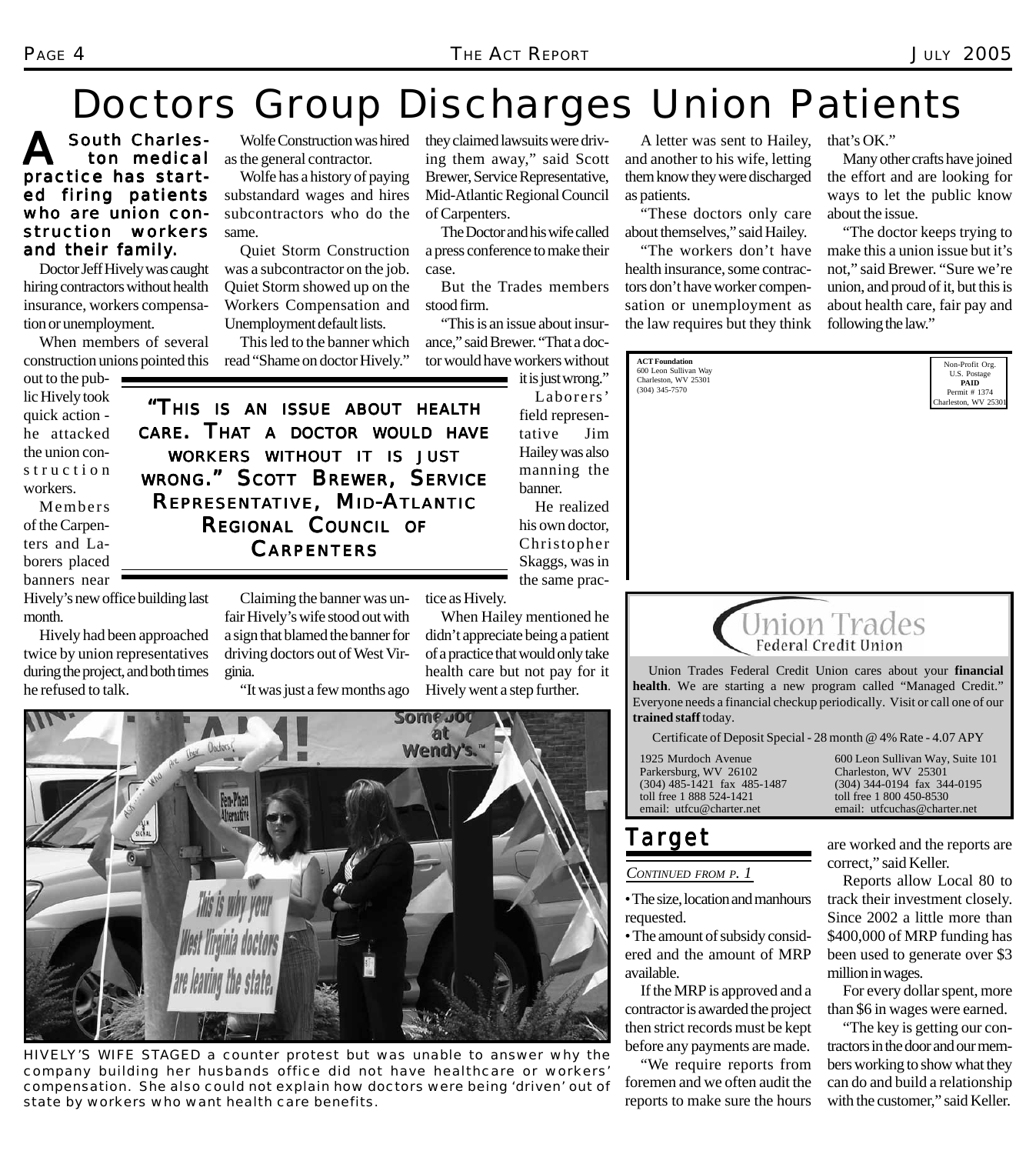# Doctors Group Discharges Union Patients

**A South Charleston medical practice has started firing patients who are union construction workers and their family.**

Doctor Jeff Hively was caught hiring contractors without health insurance, workers compensation or unemployment.

When members of several construction unions pointed this out to the public Hively took quick action - he attacked the union construction workers.

Members of the Carpenters and Laborers placed banners near Hively's new office building last month.

Hively had been approached twice by union representatives during the project, and both times he refused to talk.

Wolfe Construction was hired as the general contractor.

Wolfe has a history of paying substandard wages and hires subcontractors who do the same.

Quiet Storm Construction was a subcontractor on the job. Quiet Storm showed up on the Workers Compensation and Unemployment default lists.

This led to the banner which read "Shame on doctor Hively."

> **"This is an issue about health care. That a doctor would have workers without it is just wrong." Scott Brewer, Service Representative, Mid-Atlantic Regional Council of Carpenters**

Claiming the banner was unfair Hively's wife stood out with a sign that blamed the banner for driving doctors out of West Virginia.

"It was just a few months ago they claimed lawsuits were driving them away," said Scott Brewer, Service Representative, Mid-Atlantic Regional Council of Carpenters.

The Doctor and his wife called a press conference to make their case.

But the Trades members stood firm.

"This is an issue about insurance," said Brewer. "That a doctor would have workers without it is just wrong."

Laborers' field representative Jim Hailey was also manning the banner.

He realized his own doctor, Christopher Skaggs, was in the same practice as Hively.

When Hailey mentioned he didn't appreciate being a patient of a practice that would only take health care but not pay for it Hively went a step further.

A letter was sent to Hailey, and another to his wife, letting them know they were discharged as patients.

"These doctors only care about themselves," said Hailey.

"The workers don't have health insurance, some contractors don't have worker compensation or unemployment as the law requires but they think that's OK."

Many other crafts have joined the effort and are looking for ways to let the public know about the issue.

"The doctor keeps trying to make this a union issue but it's not," said Brewer. "Sure we're union, and proud of it, but this is about health care, fair pay and following the law."

This is why your West Virginia doctors are leaving the state.

HIVELY'S WIFE STAGED a counter protest but was unable to answer why the company building her husbands office did not have healthcare or workers' compensation. She also could not explain how doctors were being 'driven' out of state by workers who want health care benefits.

**ACT Foundation**
600 Leon Sullivan Way
Charleston, WV 25301
(304) 345-7570

Non-Profit Org.
U.S. Postage
**PAID**
Permit # 1374
Charleston, WV 25301

## Union Trades Federal Credit Union

Union Trades Federal Credit Union cares about your **financial health**. We are starting a new program called "Managed Credit." Everyone needs a financial checkup periodically. Visit or call one of our **trained staff** today.

Certificate of Deposit Special - 28 month @ 4% Rate - 4.07 APY

1925 Murdoch Avenue
Parkersburg, WV 26102
(304) 485-1421 fax 485-1487
toll free 1 888 524-1421
email: utfcu@charter.net

600 Leon Sullivan Way, Suite 101
Charleston, WV 25301
(304) 344-0194 fax 344-0195
toll free 1 800 450-8530
email: utfcuchas@charter.net

## Target

*Continued from p. 1*

- The size, location and manhours requested.
- The amount of subsidy considered and the amount of MRP available.

If the MRP is approved and a contractor is awarded the project then strict records must be kept before any payments are made.

"We require reports from foremen and we often audit the reports to make sure the hours are worked and the reports are correct," said Keller.

Reports allow Local 80 to track their investment closely. Since 2002 a little more than $400,000 of MRP funding has been used to generate over $3 million in wages.

For every dollar spent, more than $6 in wages were earned.

"The key is getting our contractors in the door and our members working to show what they can do and build a relationship with the customer," said Keller.